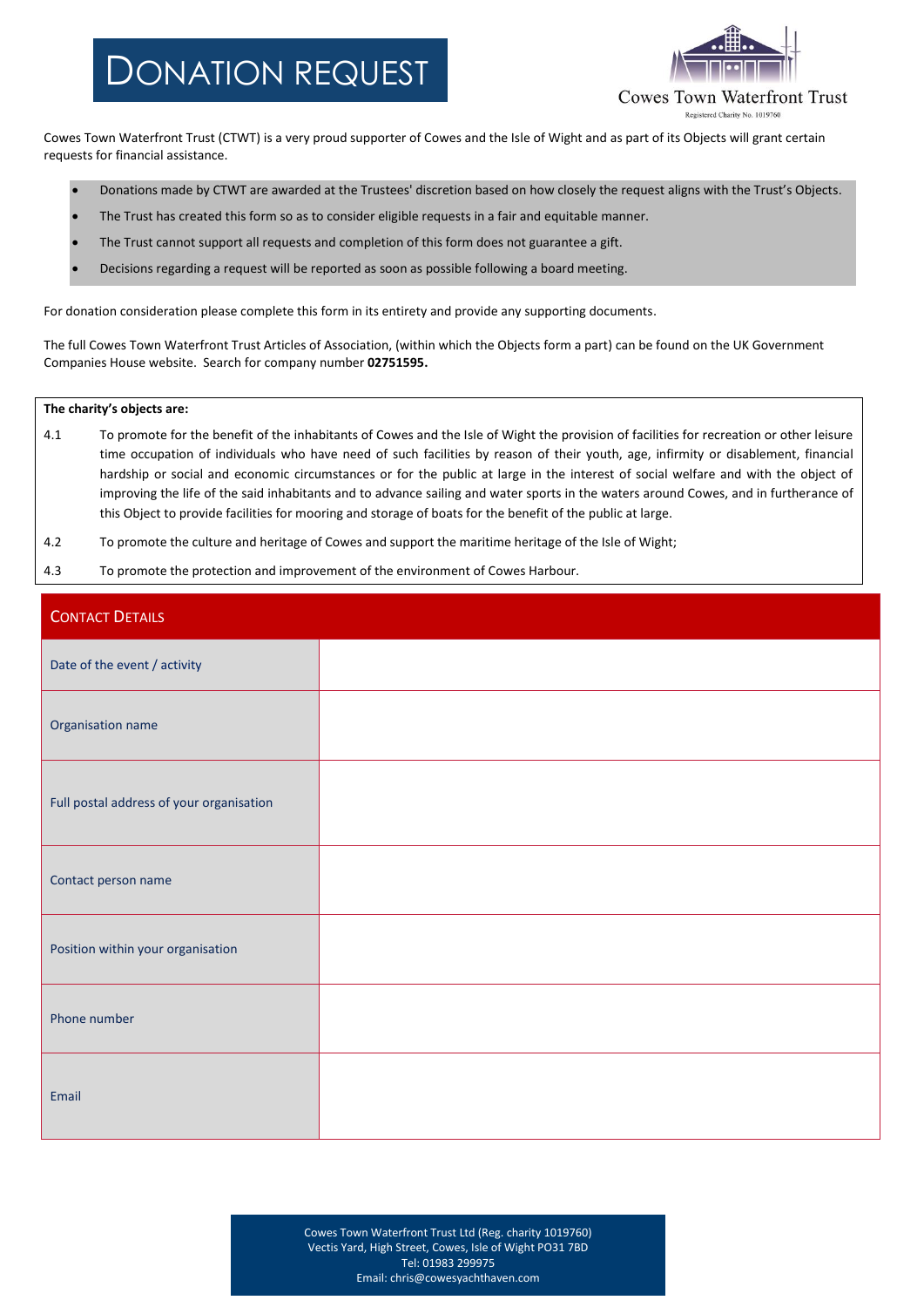# DONATION REQUEST

Cowes Town Waterfront Trust

Registered Charity No. 1019760

Cowes Town Waterfront Trust (CTWT) is a very proud supporter of Cowes and the Isle of Wight and as part of its Objects will grant certain requests for financial assistance.

- Donations made by CTWT are awarded at the Trustees' discretion based on how closely the request aligns with the Trust's Objects.
- The Trust has created this form so as to consider eligible requests in a fair and equitable manner.
- The Trust cannot support all requests and completion of this form does not guarantee a gift.
- Decisions regarding a request will be reported as soon as possible following a board meeting.

For donation consideration please complete this form in its entirety and provide any supporting documents.

The full Cowes Town Waterfront Trust Articles of Association, (within which the Objects form a part) can be found on the UK Government Companies House website. Search for company number **02751595.**

**The charity's objects are:**

4.1 To promote for the benefit of the inhabitants of Cowes and the Isle of Wight the provision of facilities for recreation or other leisure time occupation of individuals who have need of such facilities by reason of their youth, age, infirmity or disablement, financial hardship or social and economic circumstances or for the public at large in the interest of social welfare and with the object of improving the life of the said inhabitants and to advance sailing and water sports in the waters around Cowes, and in furtherance of this Object to provide facilities for mooring and storage of boats for the benefit of the public at large.

4.2 To promote the culture and heritage of Cowes and support the maritime heritage of the Isle of Wight;

4.3 To promote the protection and improvement of the environment of Cowes Harbour.

## CONTACT DETAILS

| | |
|---|---|
| Date of the event / activity | |
| Organisation name | |
| Full postal address of your organisation | |
| Contact person name | |
| Position within your organisation | |
| Phone number | |
| Email | |

Cowes Town Waterfront Trust Ltd (Reg. charity 1019760)
Vectis Yard, High Street, Cowes, Isle of Wight PO31 7BD
Tel: 01983 299975
Email: chris@cowesyachthaven.com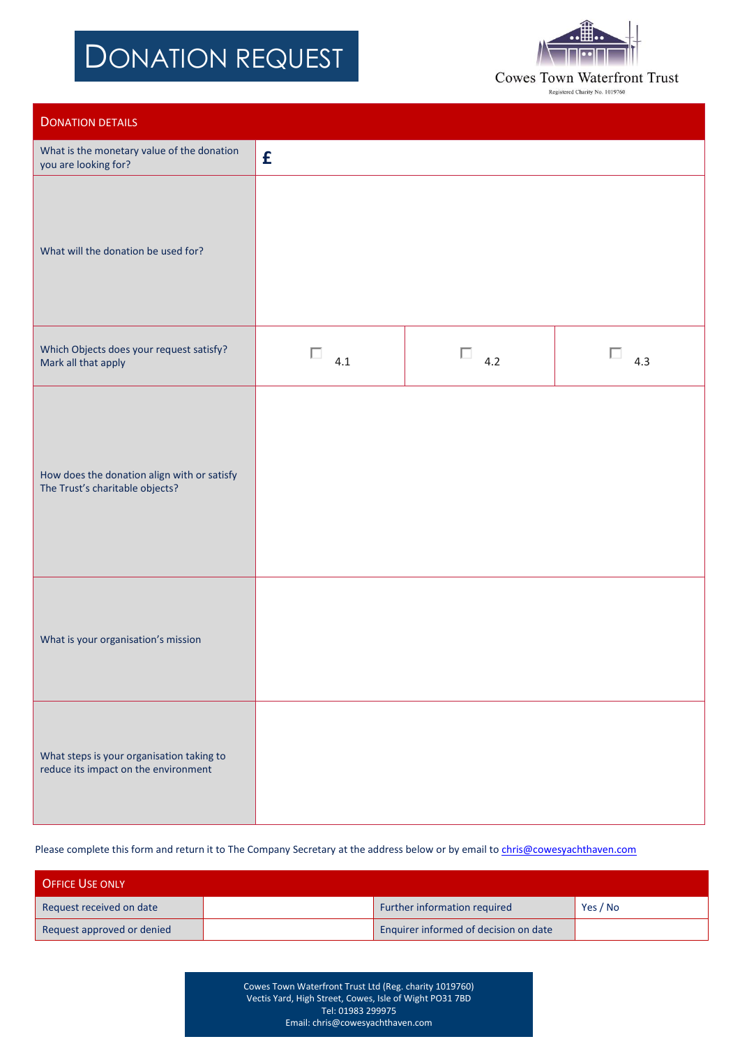# Donation Request

Cowes Town Waterfront Trust
Registered Charity No. 1019760

| Donation Details | | | |
|---|---|---|---|
| What is the monetary value of the donation you are looking for? | £ | | |
| What will the donation be used for? | | | |
| Which Objects does your request satisfy? Mark all that apply | ☐ 4.1 | ☐ 4.2 | ☐ 4.3 |
| How does the donation align with or satisfy The Trust's charitable objects? | | | |
| What is your organisation's mission | | | |
| What steps is your organisation taking to reduce its impact on the environment | | | |

Please complete this form and return it to The Company Secretary at the address below or by email to chris@cowesyachthaven.com

| Office Use Only | | | |
|---|---|---|---|
| Request received on date | | Further information required | Yes / No |
| Request approved or denied | | Enquirer informed of decision on date | |

Cowes Town Waterfront Trust Ltd (Reg. charity 1019760)
Vectis Yard, High Street, Cowes, Isle of Wight PO31 7BD
Tel: 01983 299975
Email: chris@cowesyachthaven.com